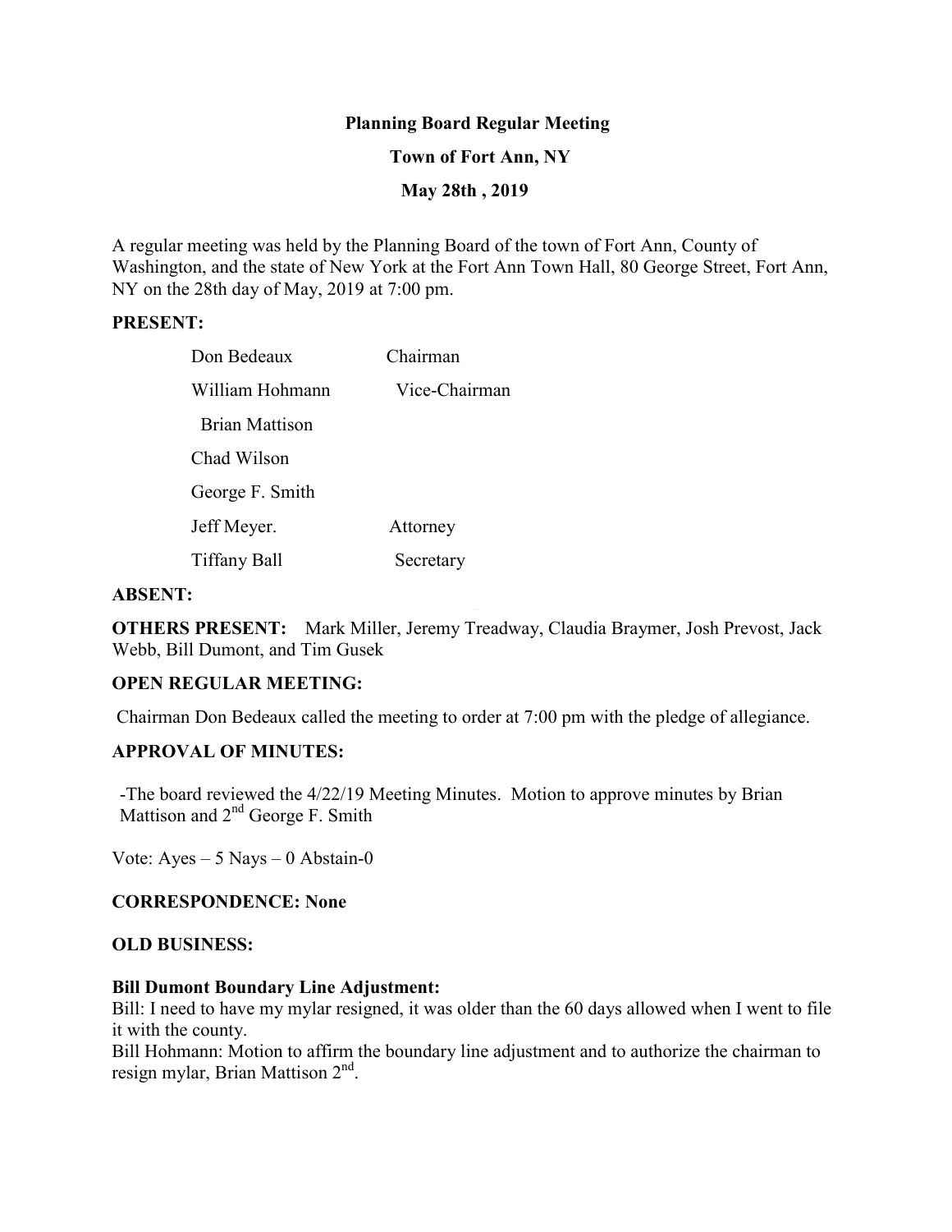**Planning Board Regular Meeting**

**Town of Fort Ann, NY**

**May 28th , 2019**

A regular meeting was held by the Planning Board of the town of Fort Ann, County of Washington, and the state of New York at the Fort Ann Town Hall, 80 George Street, Fort Ann, NY on the 28th day of May, 2019 at 7:00 pm.

**PRESENT:**

| | |
|---|---|
| Don Bedeaux | Chairman |
| William Hohmann | Vice-Chairman |
| Brian Mattison | |
| Chad Wilson | |
| George F. Smith | |
| Jeff Meyer. | Attorney |
| Tiffany Ball | Secretary |

**ABSENT:**

**OTHERS PRESENT:** Mark Miller, Jeremy Treadway, Claudia Braymer, Josh Prevost, Jack Webb, Bill Dumont, and Tim Gusek

**OPEN REGULAR MEETING:**

Chairman Don Bedeaux called the meeting to order at 7:00 pm with the pledge of allegiance.

**APPROVAL OF MINUTES:**

-The board reviewed the 4/22/19 Meeting Minutes. Motion to approve minutes by Brian Mattison and 2nd George F. Smith

Vote: Ayes – 5 Nays – 0 Abstain-0

**CORRESPONDENCE: None**

**OLD BUSINESS:**

**Bill Dumont Boundary Line Adjustment:**

Bill: I need to have my mylar resigned, it was older than the 60 days allowed when I went to file it with the county.

Bill Hohmann: Motion to affirm the boundary line adjustment and to authorize the chairman to resign mylar, Brian Mattison 2nd.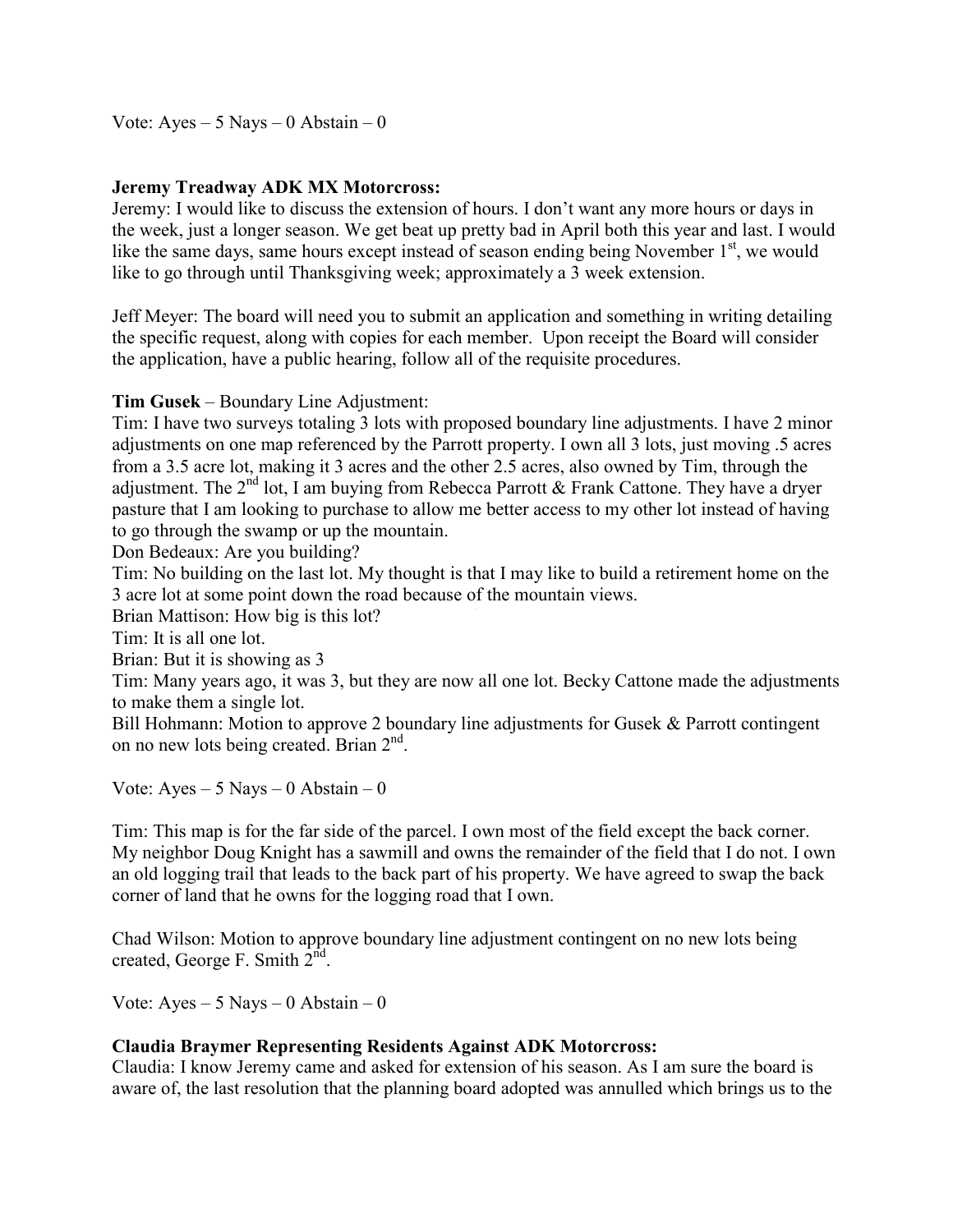Vote: Ayes – 5 Nays – 0 Abstain – 0

**Jeremy Treadway ADK MX Motorcross:**

Jeremy: I would like to discuss the extension of hours. I don't want any more hours or days in the week, just a longer season. We get beat up pretty bad in April both this year and last. I would like the same days, same hours except instead of season ending being November 1st, we would like to go through until Thanksgiving week; approximately a 3 week extension.

Jeff Meyer: The board will need you to submit an application and something in writing detailing the specific request, along with copies for each member. Upon receipt the Board will consider the application, have a public hearing, follow all of the requisite procedures.

**Tim Gusek** – Boundary Line Adjustment:

Tim: I have two surveys totaling 3 lots with proposed boundary line adjustments. I have 2 minor adjustments on one map referenced by the Parrott property. I own all 3 lots, just moving .5 acres from a 3.5 acre lot, making it 3 acres and the other 2.5 acres, also owned by Tim, through the adjustment. The 2nd lot, I am buying from Rebecca Parrott & Frank Cattone. They have a dryer pasture that I am looking to purchase to allow me better access to my other lot instead of having to go through the swamp or up the mountain.

Don Bedeaux: Are you building?

Tim: No building on the last lot. My thought is that I may like to build a retirement home on the 3 acre lot at some point down the road because of the mountain views.

Brian Mattison: How big is this lot?

Tim: It is all one lot.

Brian: But it is showing as 3

Tim: Many years ago, it was 3, but they are now all one lot. Becky Cattone made the adjustments to make them a single lot.

Bill Hohmann: Motion to approve 2 boundary line adjustments for Gusek & Parrott contingent on no new lots being created. Brian 2nd.

Vote: Ayes – 5 Nays – 0 Abstain – 0

Tim: This map is for the far side of the parcel. I own most of the field except the back corner. My neighbor Doug Knight has a sawmill and owns the remainder of the field that I do not. I own an old logging trail that leads to the back part of his property. We have agreed to swap the back corner of land that he owns for the logging road that I own.

Chad Wilson: Motion to approve boundary line adjustment contingent on no new lots being created, George F. Smith 2nd.

Vote: Ayes – 5 Nays – 0 Abstain – 0

**Claudia Braymer Representing Residents Against ADK Motorcross:**

Claudia: I know Jeremy came and asked for extension of his season. As I am sure the board is aware of, the last resolution that the planning board adopted was annulled which brings us to the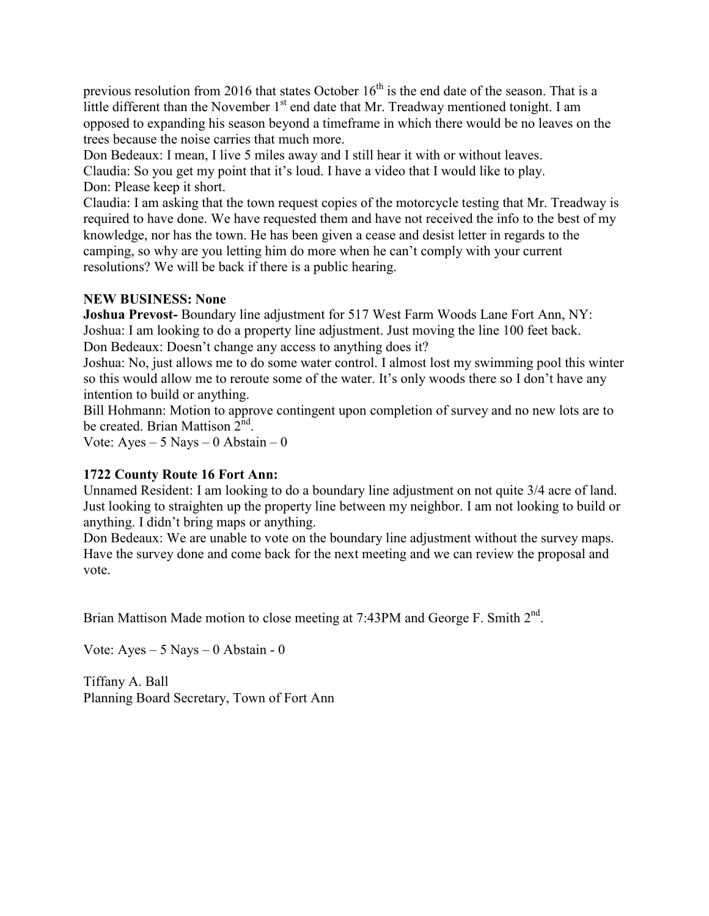previous resolution from 2016 that states October 16th is the end date of the season. That is a little different than the November 1st end date that Mr. Treadway mentioned tonight. I am opposed to expanding his season beyond a timeframe in which there would be no leaves on the trees because the noise carries that much more.

Don Bedeaux: I mean, I live 5 miles away and I still hear it with or without leaves.

Claudia: So you get my point that it's loud. I have a video that I would like to play.

Don: Please keep it short.

Claudia: I am asking that the town request copies of the motorcycle testing that Mr. Treadway is required to have done. We have requested them and have not received the info to the best of my knowledge, nor has the town. He has been given a cease and desist letter in regards to the camping, so why are you letting him do more when he can't comply with your current resolutions? We will be back if there is a public hearing.

**NEW BUSINESS: None**

**Joshua Prevost-** Boundary line adjustment for 517 West Farm Woods Lane Fort Ann, NY:

Joshua: I am looking to do a property line adjustment. Just moving the line 100 feet back.

Don Bedeaux: Doesn't change any access to anything does it?

Joshua: No, just allows me to do some water control. I almost lost my swimming pool this winter so this would allow me to reroute some of the water. It's only woods there so I don't have any intention to build or anything.

Bill Hohmann: Motion to approve contingent upon completion of survey and no new lots are to be created. Brian Mattison 2nd.

Vote: Ayes – 5 Nays – 0 Abstain – 0

**1722 County Route 16 Fort Ann:**

Unnamed Resident: I am looking to do a boundary line adjustment on not quite 3/4 acre of land. Just looking to straighten up the property line between my neighbor. I am not looking to build or anything. I didn't bring maps or anything.

Don Bedeaux: We are unable to vote on the boundary line adjustment without the survey maps. Have the survey done and come back for the next meeting and we can review the proposal and vote.

Brian Mattison Made motion to close meeting at 7:43PM and George F. Smith 2nd.

Vote: Ayes – 5 Nays – 0 Abstain - 0

Tiffany A. Ball
Planning Board Secretary, Town of Fort Ann